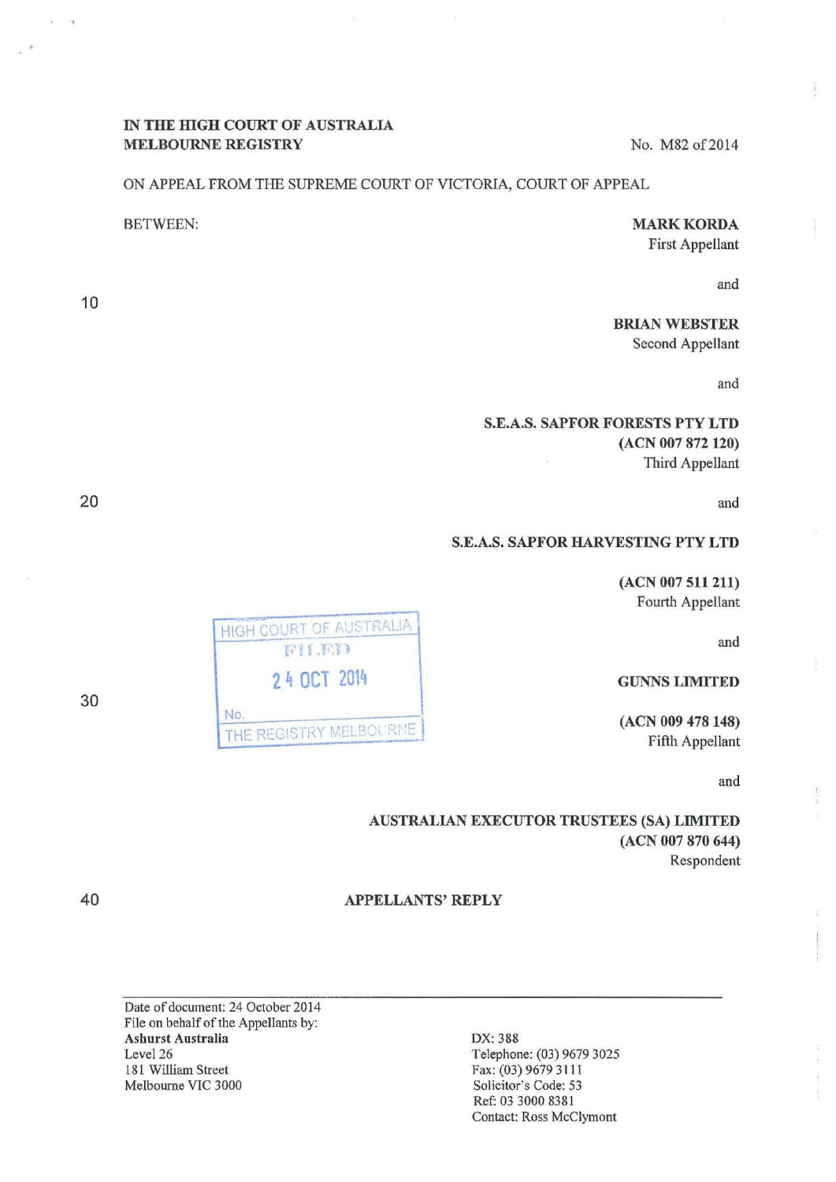**IN THE HIGH COURT OF AUSTRALIA**
**MELBOURNE REGISTRY**

No. M82 of 2014

ON APPEAL FROM THE SUPREME COURT OF VICTORIA, COURT OF APPEAL

BETWEEN:

**MARK KORDA**
First Appellant

and

**BRIAN WEBSTER**
Second Appellant

and

**S.E.A.S. SAPFOR FORESTS PTY LTD**
**(ACN 007 872 120)**
Third Appellant

and

**S.E.A.S. SAPFOR HARVESTING PTY LTD**
**(ACN 007 511 211)**
Fourth Appellant

and

**GUNNS LIMITED**
**(ACN 009 478 148)**
Fifth Appellant

and

**AUSTRALIAN EXECUTOR TRUSTEES (SA) LIMITED**
**(ACN 007 870 644)**
Respondent

HIGH COURT OF AUSTRALIA
FILED
24 OCT 2014
No.
THE REGISTRY MELBOURNE

**APPELLANTS' REPLY**

---

Date of document: 24 October 2014
File on behalf of the Appellants by:
**Ashurst Australia**
Level 26
181 William Street
Melbourne VIC 3000

DX: 388
Telephone: (03) 9679 3025
Fax: (03) 9679 3111
Solicitor's Code: 53
Ref: 03 3000 8381
Contact: Ross McClymont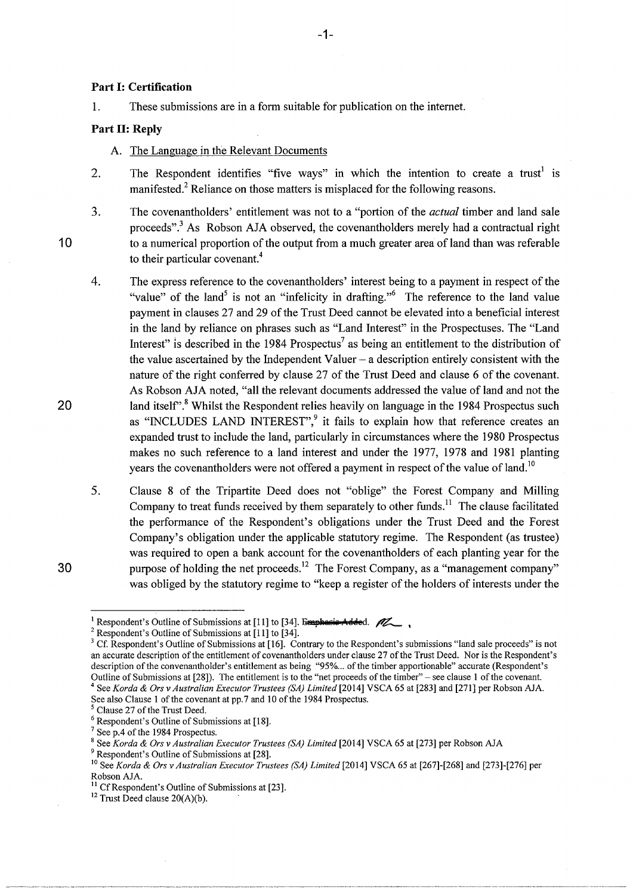## Part I: Certification

1. These submissions are in a form suitable for publication on the internet.

## Part II: Reply

A. The Language in the Relevant Documents

2. The Respondent identifies "five ways" in which the intention to create a trust[1] is manifested.[2] Reliance on those matters is misplaced for the following reasons.

3. The covenantholders' entitlement was not to a "portion of the *actual* timber and land sale proceeds".[3] As Robson AJA observed, the covenantholders merely had a contractual right to a numerical proportion of the output from a much greater area of land than was referable to their particular covenant.[4]

4. The express reference to the covenantholders' interest being to a payment in respect of the "value" of the land[5] is not an "infelicity in drafting."[6] The reference to the land value payment in clauses 27 and 29 of the Trust Deed cannot be elevated into a beneficial interest in the land by reliance on phrases such as "Land Interest" in the Prospectuses. The "Land Interest" is described in the 1984 Prospectus[7] as being an entitlement to the distribution of the value ascertained by the Independent Valuer – a description entirely consistent with the nature of the right conferred by clause 27 of the Trust Deed and clause 6 of the covenant. As Robson AJA noted, "all the relevant documents addressed the value of land and not the land itself".[8] Whilst the Respondent relies heavily on language in the 1984 Prospectus such as "INCLUDES LAND INTEREST",[9] it fails to explain how that reference creates an expanded trust to include the land, particularly in circumstances where the 1980 Prospectus makes no such reference to a land interest and under the 1977, 1978 and 1981 planting years the covenantholders were not offered a payment in respect of the value of land.[10]

5. Clause 8 of the Tripartite Deed does not "oblige" the Forest Company and Milling Company to treat funds received by them separately to other funds.[11] The clause facilitated the performance of the Respondent's obligations under the Trust Deed and the Forest Company's obligation under the applicable statutory regime. The Respondent (as trustee) was required to open a bank account for the covenantholders of each planting year for the purpose of holding the net proceeds.[12] The Forest Company, as a "management company" was obliged by the statutory regime to "keep a register of the holders of interests under the

---

[1] Respondent's Outline of Submissions at [11] to [34]. ~~Emphasis Added~~.

[2] Respondent's Outline of Submissions at [11] to [34].

[3] Cf. Respondent's Outline of Submissions at [16]. Contrary to the Respondent's submissions "land sale proceeds" is not an accurate description of the entitlement of covenantholders under clause 27 of the Trust Deed. Nor is the Respondent's description of the convenantholder's entitlement as being "95%... of the timber apportionable" accurate (Respondent's Outline of Submissions at [28]). The entitlement is to the "net proceeds of the timber" – see clause 1 of the covenant.

[4] See *Korda & Ors v Australian Executor Trustees (SA) Limited* [2014] VSCA 65 at [283] and [271] per Robson AJA. See also Clause 1 of the covenant at pp.7 and 10 of the 1984 Prospectus.

[5] Clause 27 of the Trust Deed.

[6] Respondent's Outline of Submissions at [18].

[7] See p.4 of the 1984 Prospectus.

[8] See *Korda & Ors v Australian Executor Trustees (SA) Limited* [2014] VSCA 65 at [273] per Robson AJA

[9] Respondent's Outline of Submissions at [28].

[10] See *Korda & Ors v Australian Executor Trustees (SA) Limited* [2014] VSCA 65 at [267]-[268] and [273]-[276] per Robson AJA.

[11] Cf Respondent's Outline of Submissions at [23].

[12] Trust Deed clause 20(A)(b).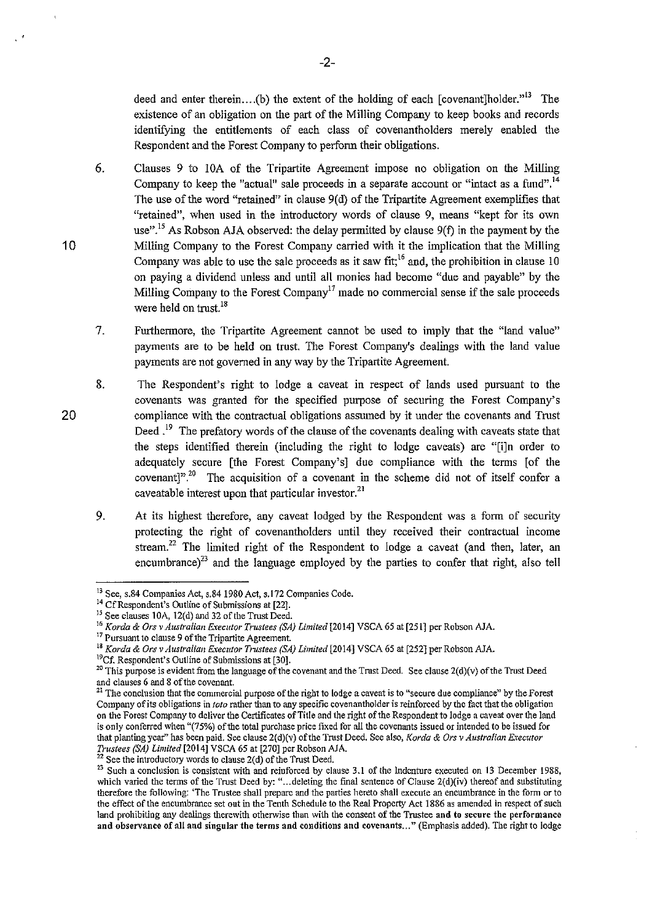deed and enter therein....(b) the extent of the holding of each [covenant]holder."[13] The existence of an obligation on the part of the Milling Company to keep books and records identifying the entitlements of each class of covenantholders merely enabled the Respondent and the Forest Company to perform their obligations.

6. Clauses 9 to 10A of the Tripartite Agreement impose no obligation on the Milling Company to keep the "actual" sale proceeds in a separate account or "intact as a fund".[14] The use of the word "retained" in clause 9(d) of the Tripartite Agreement exemplifies that "retained", when used in the introductory words of clause 9, means "kept for its own use".[15] As Robson AJA observed: the delay permitted by clause 9(f) in the payment by the Milling Company to the Forest Company carried with it the implication that the Milling Company was able to use the sale proceeds as it saw fit;[16] and, the prohibition in clause 10 on paying a dividend unless and until all monies had become "due and payable" by the Milling Company to the Forest Company[17] made no commercial sense if the sale proceeds were held on trust.[18]

7. Furthermore, the Tripartite Agreement cannot be used to imply that the "land value" payments are to be held on trust. The Forest Company's dealings with the land value payments are not governed in any way by the Tripartite Agreement.

8. The Respondent's right to lodge a caveat in respect of lands used pursuant to the covenants was granted for the specified purpose of securing the Forest Company's compliance with the contractual obligations assumed by it under the covenants and Trust Deed .[19] The prefatory words of the clause of the covenants dealing with caveats state that the steps identified therein (including the right to lodge caveats) are "[i]n order to adequately secure [the Forest Company's] due compliance with the terms [of the covenant]".[20] The acquisition of a covenant in the scheme did not of itself confer a caveatable interest upon that particular investor.[21]

9. At its highest therefore, any caveat lodged by the Respondent was a form of security protecting the right of covenantholders until they received their contractual income stream.[22] The limited right of the Respondent to lodge a caveat (and then, later, an encumbrance)[23] and the language employed by the parties to confer that right, also tell

---

[13] See, s.84 Companies Act, s.84 1980 Act, s.172 Companies Code.

[14] Cf Respondent's Outline of Submissions at [22].

[15] See clauses 10A, 12(d) and 32 of the Trust Deed.

[16] *Korda & Ors v Australian Executor Trustees (SA) Limited* [2014] VSCA 65 at [251] per Robson AJA.

[17] Pursuant to clause 9 of the Tripartite Agreement.

[18] *Korda & Ors v Australian Executor Trustees (SA) Limited* [2014] VSCA 65 at [252] per Robson AJA.

[19] Cf. Respondent's Outline of Submissions at [30].

[20] This purpose is evident from the language of the covenant and the Trust Deed. See clause 2(d)(v) of the Trust Deed and clauses 6 and 8 of the covenant.

[21] The conclusion that the commercial purpose of the right to lodge a caveat is to "secure due compliance" by the Forest Company of its obligations in *toto* rather than to any specific covenantholder is reinforced by the fact that the obligation on the Forest Company to deliver the Certificates of Title and the right of the Respondent to lodge a caveat over the land is only conferred when "(75%) of the total purchase price fixed for all the covenants issued or intended to be issued for that planting year" has been paid. See clause 2(d)(v) of the Trust Deed. See also, *Korda & Ors v Australian Executor Trustees (SA) Limited* [2014] VSCA 65 at [270] per Robson AJA.

[22] See the introductory words to clause 2(d) of the Trust Deed.

[23] Such a conclusion is consistent with and reinforced by clause 3.1 of the Indenture executed on 13 December 1988, which varied the terms of the Trust Deed by: "...deleting the final sentence of Clause 2(d)(iv) thereof and substituting therefore the following: 'The Trustee shall prepare and the parties hereto shall execute an encumbrance in the form or to the effect of the encumbrance set out in the Tenth Schedule to the Real Property Act 1886 as amended in respect of such land prohibiting any dealings therewith otherwise than with the consent of the Trustee **and to secure the performance and observance of all and singular the terms and conditions and covenants...**" (Emphasis added). The right to lodge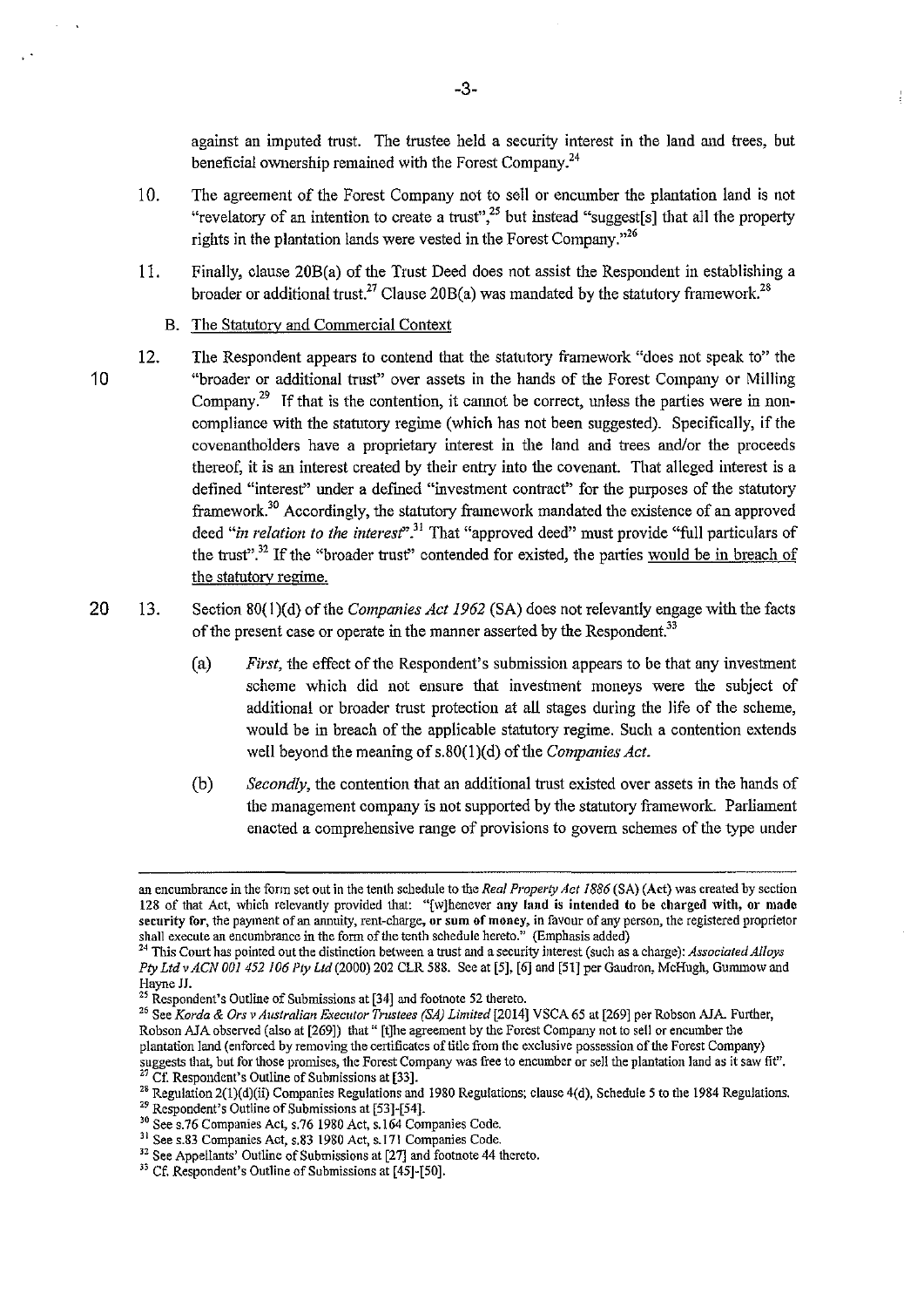against an imputed trust. The trustee held a security interest in the land and trees, but beneficial ownership remained with the Forest Company.[24]

10. The agreement of the Forest Company not to sell or encumber the plantation land is not "revelatory of an intention to create a trust",[25] but instead "suggest[s] that all the property rights in the plantation lands were vested in the Forest Company."[26]

11. Finally, clause 20B(a) of the Trust Deed does not assist the Respondent in establishing a broader or additional trust.[27] Clause 20B(a) was mandated by the statutory framework.[28]

B. The Statutory and Commercial Context

12. The Respondent appears to contend that the statutory framework "does not speak to" the "broader or additional trust" over assets in the hands of the Forest Company or Milling Company.[29] If that is the contention, it cannot be correct, unless the parties were in non-compliance with the statutory regime (which has not been suggested). Specifically, if the covenantholders have a proprietary interest in the land and trees and/or the proceeds thereof, it is an interest created by their entry into the covenant. That alleged interest is a defined "interest" under a defined "investment contract" for the purposes of the statutory framework.[30] Accordingly, the statutory framework mandated the existence of an approved deed *"in relation to the interest"*.[31] That "approved deed" must provide "full particulars of the trust".[32] If the "broader trust" contended for existed, the parties would be in breach of the statutory regime.

13. Section 80(1)(d) of the *Companies Act 1962* (SA) does not relevantly engage with the facts of the present case or operate in the manner asserted by the Respondent.[33]

    (a) *First,* the effect of the Respondent's submission appears to be that any investment scheme which did not ensure that investment moneys were the subject of additional or broader trust protection at all stages during the life of the scheme, would be in breach of the applicable statutory regime. Such a contention extends well beyond the meaning of s.80(1)(d) of the *Companies Act.*

    (b) *Secondly,* the contention that an additional trust existed over assets in the hands of the management company is not supported by the statutory framework. Parliament enacted a comprehensive range of provisions to govern schemes of the type under

---

an encumbrance in the form set out in the tenth schedule to the *Real Property Act 1886* (SA) (Act) was created by section 128 of that Act, which relevantly provided that: "[w]henever **any land is intended to be charged with, or made security for,** the payment of an annuity, rent-charge, **or sum of money,** in favour of any person, the registered proprietor shall execute an encumbrance in the form of the tenth schedule hereto." (Emphasis added)

[24] This Court has pointed out the distinction between a trust and a security interest (such as a charge): *Associated Alloys Pty Ltd v ACN 001 452 106 Pty Ltd* (2000) 202 CLR 588. See at [5], [6] and [51] per Gaudron, McHugh, Gummow and Hayne JJ.

[25] Respondent's Outline of Submissions at [34] and footnote 52 thereto.

[26] See *Korda & Ors v Australian Executor Trustees (SA) Limited* [2014] VSCA 65 at [269] per Robson AJA. Further, Robson AJA observed (also at [269]) that " [t]he agreement by the Forest Company not to sell or encumber the plantation land (enforced by removing the certificates of title from the exclusive possession of the Forest Company) suggests that, but for those promises, the Forest Company was free to encumber or sell the plantation land as it saw fit".

[27] Cf. Respondent's Outline of Submissions at [33].

[28] Regulation 2(1)(d)(ii) Companies Regulations and 1980 Regulations; clause 4(d), Schedule 5 to the 1984 Regulations.

[29] Respondent's Outline of Submissions at [53]-[54].

[30] See s.76 Companies Act, s.76 1980 Act, s.164 Companies Code.

[31] See s.83 Companies Act, s.83 1980 Act, s.171 Companies Code.

[32] See Appellants' Outline of Submissions at [27] and footnote 44 thereto.

[33] Cf. Respondent's Outline of Submissions at [45]-[50].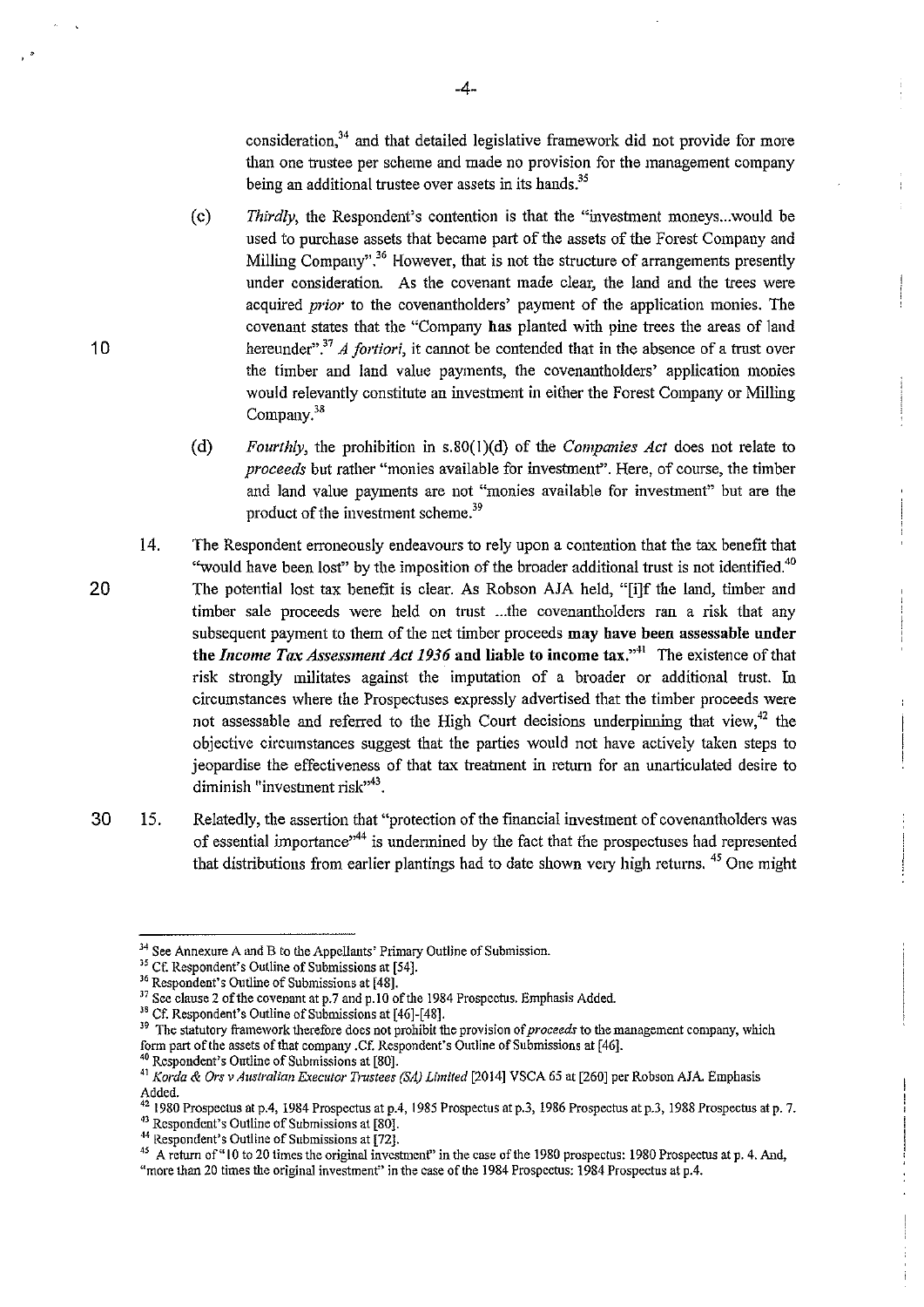consideration,[34] and that detailed legislative framework did not provide for more than one trustee per scheme and made no provision for the management company being an additional trustee over assets in its hands.[35]

(c) *Thirdly*, the Respondent's contention is that the "investment moneys...would be used to purchase assets that became part of the assets of the Forest Company and Milling Company".[36] However, that is not the structure of arrangements presently under consideration. As the covenant made clear, the land and the trees were acquired *prior* to the covenantholders' payment of the application monies. The covenant states that the "Company **has** planted with pine trees the areas of land hereunder".[37] *A fortiori*, it cannot be contended that in the absence of a trust over the timber and land value payments, the covenantholders' application monies would relevantly constitute an investment in either the Forest Company or Milling Company.[38]

(d) *Fourthly*, the prohibition in s.80(1)(d) of the *Companies Act* does not relate to *proceeds* but rather "monies available for investment". Here, of course, the timber and land value payments are not "monies available for investment" but are the product of the investment scheme.[39]

14. The Respondent erroneously endeavours to rely upon a contention that the tax benefit that "would have been lost" by the imposition of the broader additional trust is not identified.[40] The potential lost tax benefit is clear. As Robson AJA held, "[i]f the land, timber and timber sale proceeds were held on trust ...the covenantholders ran a risk that any subsequent payment to them of the net timber proceeds **may have been assessable under the *Income Tax Assessment Act 1936* and liable to income tax.**"[41] The existence of that risk strongly militates against the imputation of a broader or additional trust. In circumstances where the Prospectuses expressly advertised that the timber proceeds were not assessable and referred to the High Court decisions underpinning that view,[42] the objective circumstances suggest that the parties would not have actively taken steps to jeopardise the effectiveness of that tax treatment in return for an unarticulated desire to diminish "investment risk"[43].

15. Relatedly, the assertion that "protection of the financial investment of covenantholders was of essential importance"[44] is undermined by the fact that the prospectuses had represented that distributions from earlier plantings had to date shown very high returns. [45] One might

---

[34] See Annexure A and B to the Appellants' Primary Outline of Submission.

[35] Cf. Respondent's Outline of Submissions at [54].

[36] Respondent's Outline of Submissions at [48].

[37] See clause 2 of the covenant at p.7 and p.10 of the 1984 Prospectus. Emphasis Added.

[38] Cf. Respondent's Outline of Submissions at [46]-[48].

[39] The statutory framework therefore does not prohibit the provision of *proceeds* to the management company, which form part of the assets of that company .Cf. Respondent's Outline of Submissions at [46].

[40] Respondent's Outline of Submissions at [80].

[41] *Korda & Ors v Australian Executor Trustees (SA) Limited* [2014] VSCA 65 at [260] per Robson AJA. Emphasis Added.

[42] 1980 Prospectus at p.4, 1984 Prospectus at p.4, 1985 Prospectus at p.3, 1986 Prospectus at p.3, 1988 Prospectus at p. 7.

[43] Respondent's Outline of Submissions at [80].

[44] Respondent's Outline of Submissions at [72].

[45] A return of "10 to 20 times the original investment" in the case of the 1980 prospectus: 1980 Prospectus at p. 4. And, "more than 20 times the original investment" in the case of the 1984 Prospectus: 1984 Prospectus at p.4.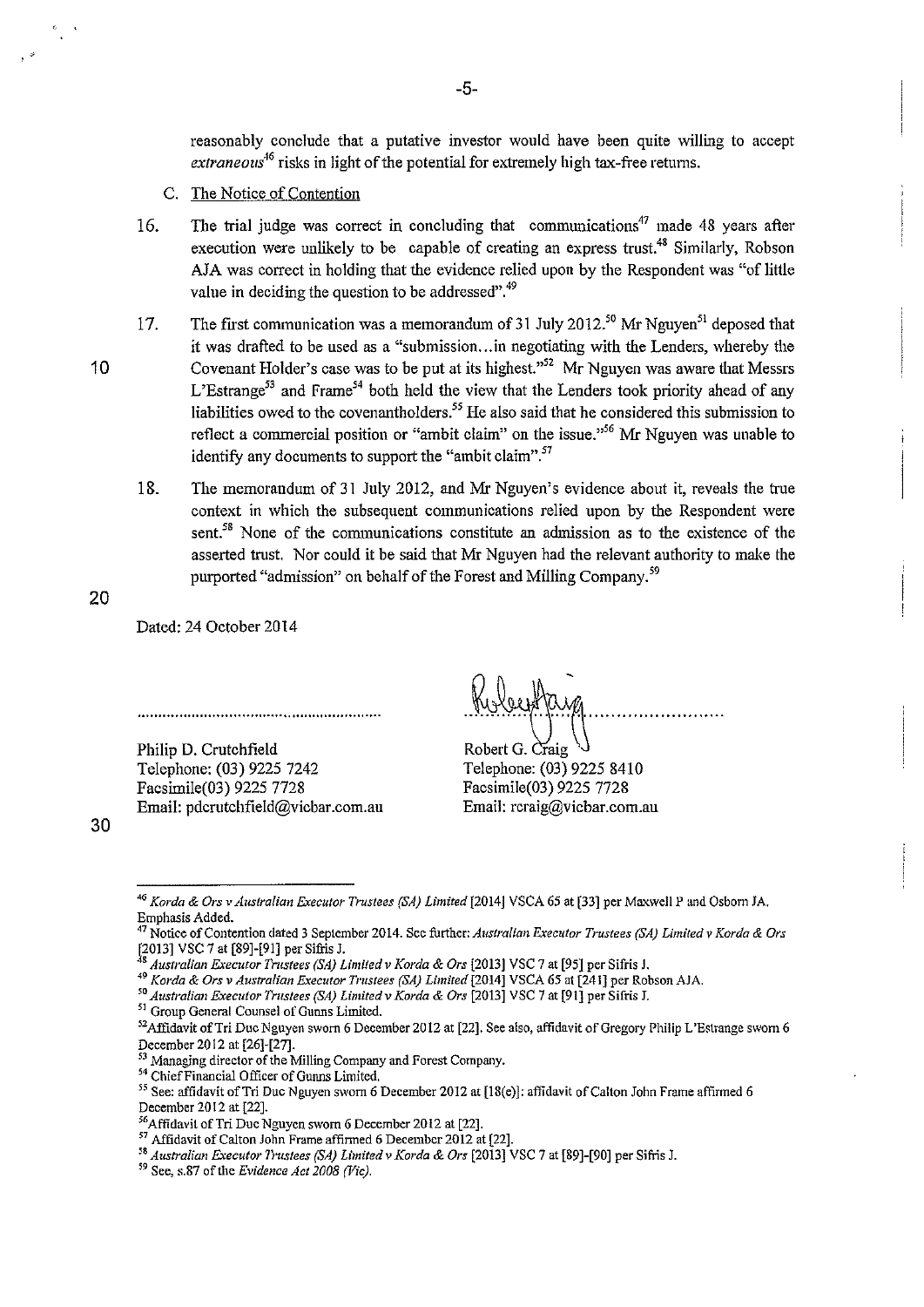reasonably conclude that a putative investor would have been quite willing to accept *extraneous*[46] risks in light of the potential for extremely high tax-free returns.

C. The Notice of Contention

16. The trial judge was correct in concluding that communications[47] made 48 years after execution were unlikely to be capable of creating an express trust.[48] Similarly, Robson AJA was correct in holding that the evidence relied upon by the Respondent was "of little value in deciding the question to be addressed".[49]

17. The first communication was a memorandum of 31 July 2012.[50] Mr Nguyen[51] deposed that it was drafted to be used as a "submission…in negotiating with the Lenders, whereby the Covenant Holder's case was to be put at its highest."[52] Mr Nguyen was aware that Messrs L'Estrange[53] and Frame[54] both held the view that the Lenders took priority ahead of any liabilities owed to the covenantholders.[55] He also said that he considered this submission to reflect a commercial position or "ambit claim" on the issue."[56] Mr Nguyen was unable to identify any documents to support the "ambit claim".[57]

18. The memorandum of 31 July 2012, and Mr Nguyen's evidence about it, reveals the true context in which the subsequent communications relied upon by the Respondent were sent.[58] None of the communications constitute an admission as to the existence of the asserted trust. Nor could it be said that Mr Nguyen had the relevant authority to make the purported "admission" on behalf of the Forest and Milling Company.[59]

Dated: 24 October 2014

| | |
|---|---|
| ........................................................ | *(signature)* ........................................ |
| Philip D. Crutchfield | Robert G. Craig |
| Telephone: (03) 9225 7242 | Telephone: (03) 9225 8410 |
| Facsimile(03) 9225 7728 | Facsimile(03) 9225 7728 |
| Email: pdcrutchfield@vicbar.com.au | Email: rcraig@vicbar.com.au |

---

[46] *Korda & Ors v Australian Executor Trustees (SA) Limited* [2014] VSCA 65 at [33] per Maxwell P and Osborn JA. Emphasis Added.

[47] Notice of Contention dated 3 September 2014. See further: *Australian Executor Trustees (SA) Limited v Korda & Ors* [2013] VSC 7 at [89]-[91] per Sifris J.

[48] *Australian Executor Trustees (SA) Limited v Korda & Ors* [2013] VSC 7 at [95] per Sifris J.

[49] *Korda & Ors v Australian Executor Trustees (SA) Limited* [2014] VSCA 65 at [241] per Robson AJA.

[50] *Australian Executor Trustees (SA) Limited v Korda & Ors* [2013] VSC 7 at [91] per Sifris J.

[51] Group General Counsel of Gunns Limited.

[52] Affidavit of Tri Duc Nguyen sworn 6 December 2012 at [22]. See also, affidavit of Gregory Philip L'Estrange sworn 6 December 2012 at [26]-[27].

[53] Managing director of the Milling Company and Forest Company.

[54] Chief Financial Officer of Gunns Limited.

[55] See: affidavit of Tri Duc Nguyen sworn 6 December 2012 at [18(e)]; affidavit of Calton John Frame affirmed 6 December 2012 at [22].

[56] Affidavit of Tri Duc Nguyen sworn 6 December 2012 at [22].

[57] Affidavit of Calton John Frame affirmed 6 December 2012 at [22].

[58] *Australian Executor Trustees (SA) Limited v Korda & Ors* [2013] VSC 7 at [89]-[90] per Sifris J.

[59] See, s.87 of the *Evidence Act 2008 (Vic)*.